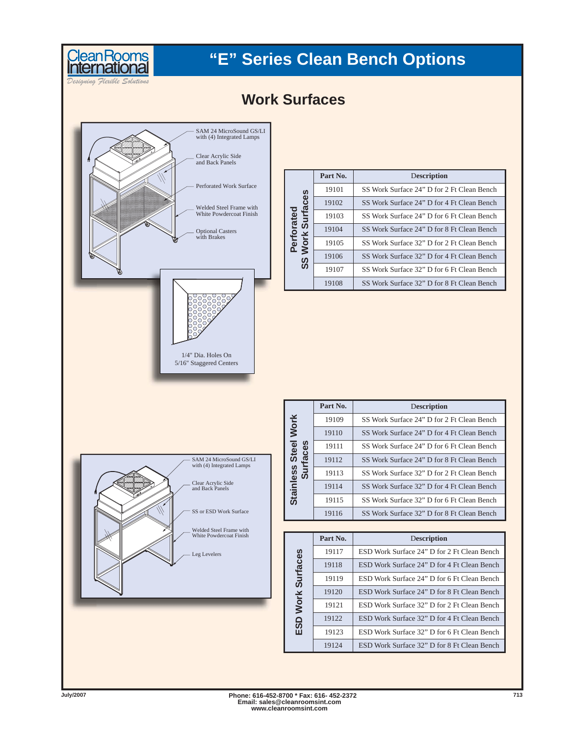# "E" Series Clean Bench Options

## Work Surfaces

SAM 24 MicroSound GS/LI with (4) Integrated Lamps

Clear Acrylic Side and Back Panels

Perforated Work Surface

Welded Steel Frame with White Powdercoat Finish

Optional Casters with Brakes

1/4" Dia. Holes On 5/16" Staggered Centers

**Perforated SS Work Surfaces**

| Part No. | Description |
|---|---|
| 19101 | SS Work Surface 24" D for 2 Ft Clean Bench |
| 19102 | SS Work Surface 24" D for 4 Ft Clean Bench |
| 19103 | SS Work Surface 24" D for 6 Ft Clean Bench |
| 19104 | SS Work Surface 24" D for 8 Ft Clean Bench |
| 19105 | SS Work Surface 32" D for 2 Ft Clean Bench |
| 19106 | SS Work Surface 32" D for 4 Ft Clean Bench |
| 19107 | SS Work Surface 32" D for 6 Ft Clean Bench |
| 19108 | SS Work Surface 32" D for 8 Ft Clean Bench |

**Stainless Steel Work Surfaces**

| Part No. | Description |
|---|---|
| 19109 | SS Work Surface 24" D for 2 Ft Clean Bench |
| 19110 | SS Work Surface 24" D for 4 Ft Clean Bench |
| 19111 | SS Work Surface 24" D for 6 Ft Clean Bench |
| 19112 | SS Work Surface 24" D for 8 Ft Clean Bench |
| 19113 | SS Work Surface 32" D for 2 Ft Clean Bench |
| 19114 | SS Work Surface 32" D for 4 Ft Clean Bench |
| 19115 | SS Work Surface 32" D for 6 Ft Clean Bench |
| 19116 | SS Work Surface 32" D for 8 Ft Clean Bench |

SAM 24 MicroSound GS/LI with (4) Integrated Lamps

Clear Acrylic Side and Back Panels

SS or ESD Work Surface

Welded Steel Frame with White Powdercoat Finish

Leg Levelers

**ESD Work Surfaces**

| Part No. | Description |
|---|---|
| 19117 | ESD Work Surface 24" D for 2 Ft Clean Bench |
| 19118 | ESD Work Surface 24" D for 4 Ft Clean Bench |
| 19119 | ESD Work Surface 24" D for 6 Ft Clean Bench |
| 19120 | ESD Work Surface 24" D for 8 Ft Clean Bench |
| 19121 | ESD Work Surface 32" D for 2 Ft Clean Bench |
| 19122 | ESD Work Surface 32" D for 4 Ft Clean Bench |
| 19123 | ESD Work Surface 32" D for 6 Ft Clean Bench |
| 19124 | ESD Work Surface 32" D for 8 Ft Clean Bench |

July/2007

Phone: 616-452-8700 * Fax: 616- 452-2372
Email: sales@cleanroomsint.com
www.cleanroomsint.com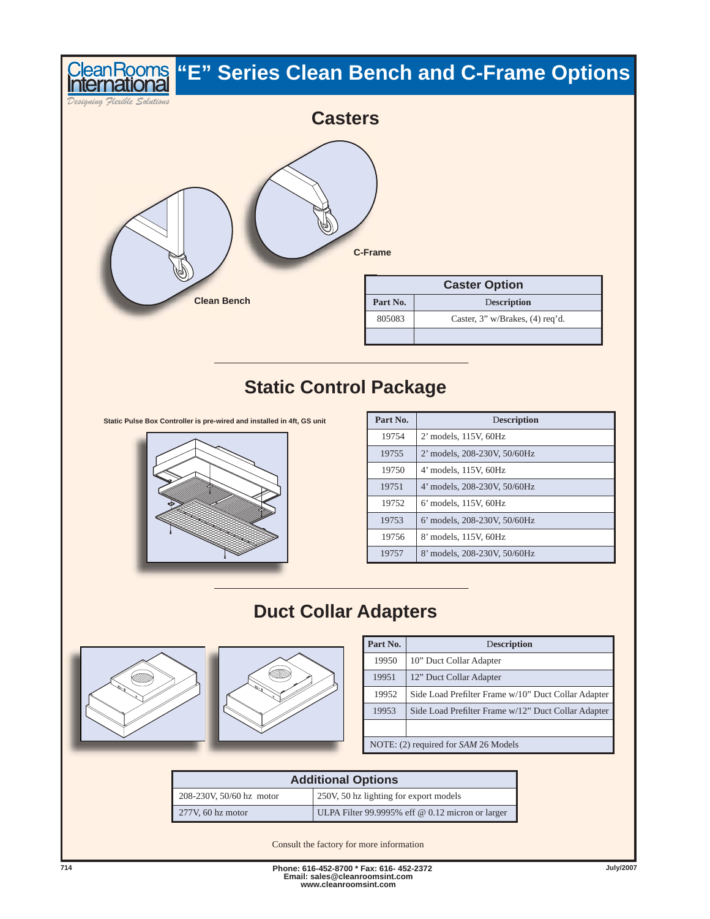# "E" Series Clean Bench and C-Frame Options

## Casters

Clean Bench

C-Frame

| Caster Option | |
|---|---|
| **Part No.** | **Description** |
| 805083 | Caster, 3" w/Brakes, (4) req'd. |
| | |

## Static Control Package

**Static Pulse Box Controller is pre-wired and installed in 4ft, GS unit**

| Part No. | Description |
|---|---|
| 19754 | 2' models, 115V, 60Hz |
| 19755 | 2' models, 208-230V, 50/60Hz |
| 19750 | 4' models, 115V, 60Hz |
| 19751 | 4' models, 208-230V, 50/60Hz |
| 19752 | 6' models, 115V, 60Hz |
| 19753 | 6' models, 208-230V, 50/60Hz |
| 19756 | 8' models, 115V, 60Hz |
| 19757 | 8' models, 208-230V, 50/60Hz |

## Duct Collar Adapters

| Part No. | Description |
|---|---|
| 19950 | 10" Duct Collar Adapter |
| 19951 | 12" Duct Collar Adapter |
| 19952 | Side Load Prefilter Frame w/10" Duct Collar Adapter |
| 19953 | Side Load Prefilter Frame w/12" Duct Collar Adapter |
| | |
| NOTE: (2) required for *SAM* 26 Models | |

| Additional Options | |
|---|---|
| 208-230V, 50/60 hz motor | 250V, 50 hz lighting for export models |
| 277V, 60 hz motor | ULPA Filter 99.9995% eff @ 0.12 micron or larger |

Consult the factory for more information

**Phone: 616-452-8700 * Fax: 616- 452-2372**
**Email: sales@cleanroomsint.com**
**www.cleanroomsint.com**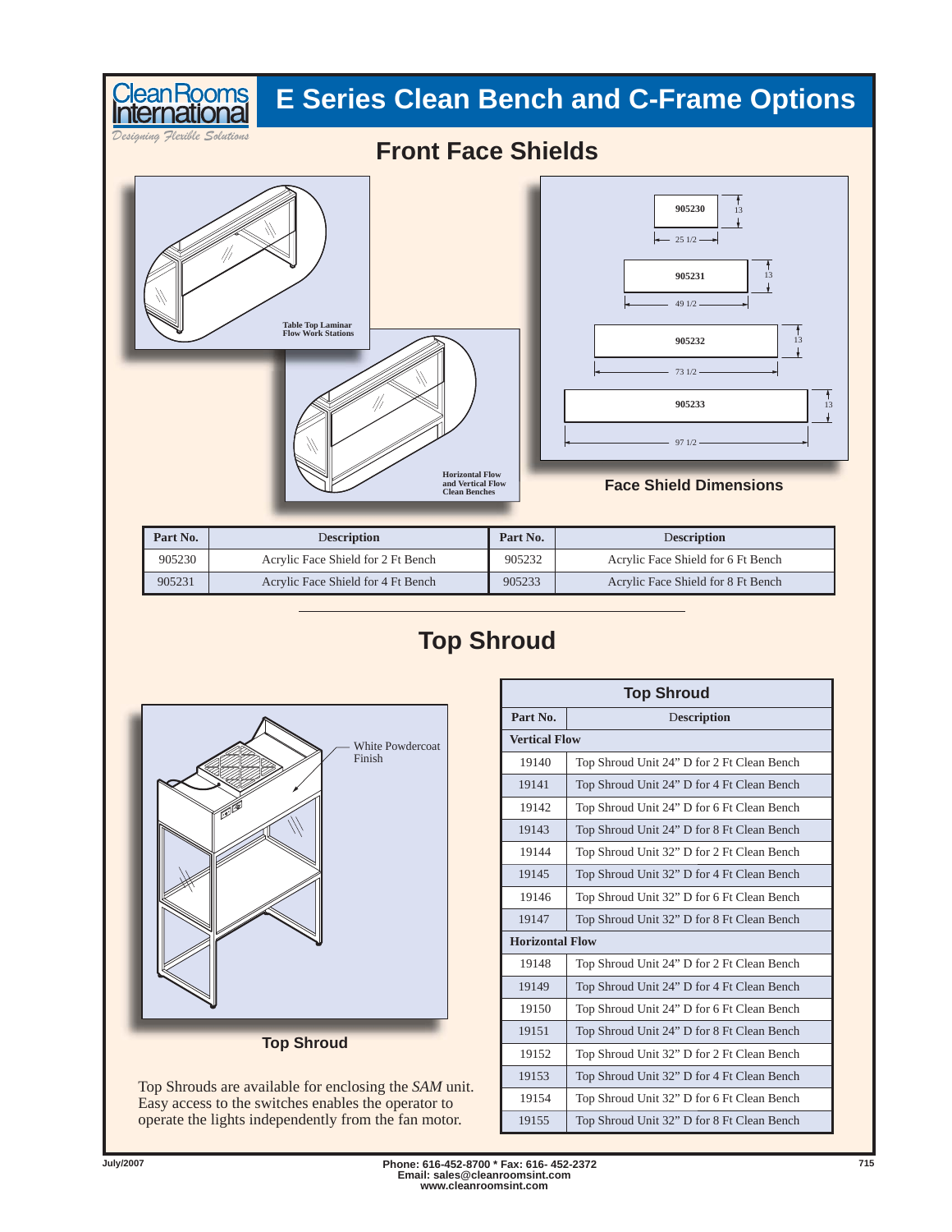# E Series Clean Bench and C-Frame Options

## Front Face Shields

Table Top Laminar Flow Work Stations

Horizontal Flow and Vertical Flow Clean Benches

905230
13
25 1/2
905231
13
49 1/2
905232
13
73 1/2
905233
13
97 1/2

Face Shield Dimensions

| Part No. | Description | Part No. | Description |
|---|---|---|---|
| 905230 | Acrylic Face Shield for 2 Ft Bench | 905232 | Acrylic Face Shield for 6 Ft Bench |
| 905231 | Acrylic Face Shield for 4 Ft Bench | 905233 | Acrylic Face Shield for 8 Ft Bench |

## Top Shroud

White Powdercoat Finish

Top Shroud

Top Shrouds are available for enclosing the *SAM* unit. Easy access to the switches enables the operator to operate the lights independently from the fan motor.

| Top Shroud | |
|---|---|
| **Part No.** | **Description** |
| **Vertical Flow** | |
| 19140 | Top Shroud Unit 24" D for 2 Ft Clean Bench |
| 19141 | Top Shroud Unit 24" D for 4 Ft Clean Bench |
| 19142 | Top Shroud Unit 24" D for 6 Ft Clean Bench |
| 19143 | Top Shroud Unit 24" D for 8 Ft Clean Bench |
| 19144 | Top Shroud Unit 32" D for 2 Ft Clean Bench |
| 19145 | Top Shroud Unit 32" D for 4 Ft Clean Bench |
| 19146 | Top Shroud Unit 32" D for 6 Ft Clean Bench |
| 19147 | Top Shroud Unit 32" D for 8 Ft Clean Bench |
| **Horizontal Flow** | |
| 19148 | Top Shroud Unit 24" D for 2 Ft Clean Bench |
| 19149 | Top Shroud Unit 24" D for 4 Ft Clean Bench |
| 19150 | Top Shroud Unit 24" D for 6 Ft Clean Bench |
| 19151 | Top Shroud Unit 24" D for 8 Ft Clean Bench |
| 19152 | Top Shroud Unit 32" D for 2 Ft Clean Bench |
| 19153 | Top Shroud Unit 32" D for 4 Ft Clean Bench |
| 19154 | Top Shroud Unit 32" D for 6 Ft Clean Bench |
| 19155 | Top Shroud Unit 32" D for 8 Ft Clean Bench |

July/2007

Phone: 616-452-8700 * Fax: 616- 452-2372
Email: sales@cleanroomsint.com
www.cleanroomsint.com